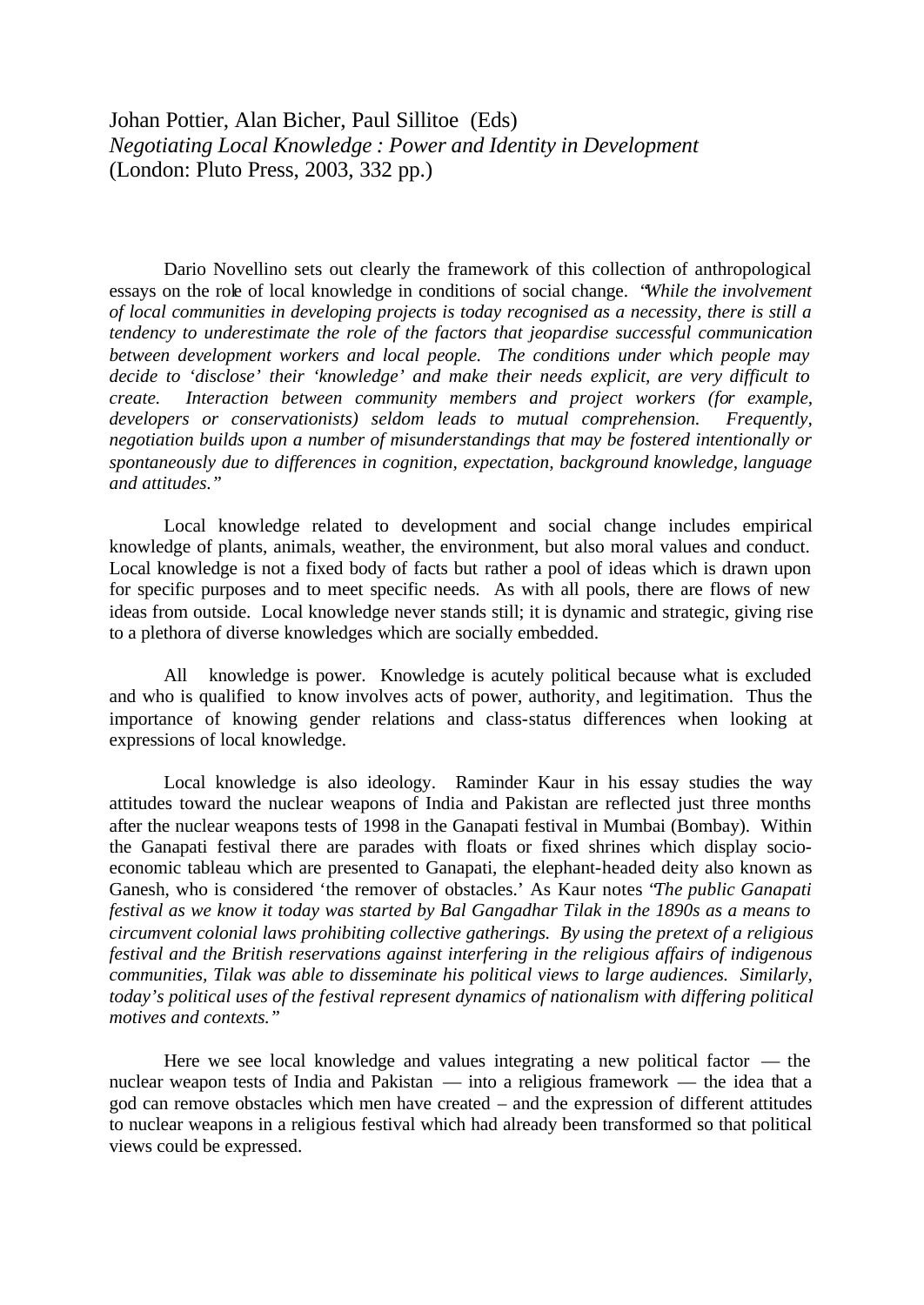Johan Pottier, Alan Bicher, Paul Sillitoe (Eds)
*Negotiating Local Knowledge : Power and Identity in Development*
(London: Pluto Press, 2003, 332 pp.)

Dario Novellino sets out clearly the framework of this collection of anthropological essays on the role of local knowledge in conditions of social change. *"While the involvement of local communities in developing projects is today recognised as a necessity, there is still a tendency to underestimate the role of the factors that jeopardise successful communication between development workers and local people. The conditions under which people may decide to 'disclose' their 'knowledge' and make their needs explicit, are very difficult to create. Interaction between community members and project workers (for example, developers or conservationists) seldom leads to mutual comprehension. Frequently, negotiation builds upon a number of misunderstandings that may be fostered intentionally or spontaneously due to differences in cognition, expectation, background knowledge, language and attitudes."*

Local knowledge related to development and social change includes empirical knowledge of plants, animals, weather, the environment, but also moral values and conduct. Local knowledge is not a fixed body of facts but rather a pool of ideas which is drawn upon for specific purposes and to meet specific needs. As with all pools, there are flows of new ideas from outside. Local knowledge never stands still; it is dynamic and strategic, giving rise to a plethora of diverse knowledges which are socially embedded.

All knowledge is power. Knowledge is acutely political because what is excluded and who is qualified to know involves acts of power, authority, and legitimation. Thus the importance of knowing gender relations and class-status differences when looking at expressions of local knowledge.

Local knowledge is also ideology. Raminder Kaur in his essay studies the way attitudes toward the nuclear weapons of India and Pakistan are reflected just three months after the nuclear weapons tests of 1998 in the Ganapati festival in Mumbai (Bombay). Within the Ganapati festival there are parades with floats or fixed shrines which display socio-economic tableau which are presented to Ganapati, the elephant-headed deity also known as Ganesh, who is considered 'the remover of obstacles.' As Kaur notes *"The public Ganapati festival as we know it today was started by Bal Gangadhar Tilak in the 1890s as a means to circumvent colonial laws prohibiting collective gatherings. By using the pretext of a religious festival and the British reservations against interfering in the religious affairs of indigenous communities, Tilak was able to disseminate his political views to large audiences. Similarly, today's political uses of the festival represent dynamics of nationalism with differing political motives and contexts."*

Here we see local knowledge and values integrating a new political factor — the nuclear weapon tests of India and Pakistan — into a religious framework — the idea that a god can remove obstacles which men have created – and the expression of different attitudes to nuclear weapons in a religious festival which had already been transformed so that political views could be expressed.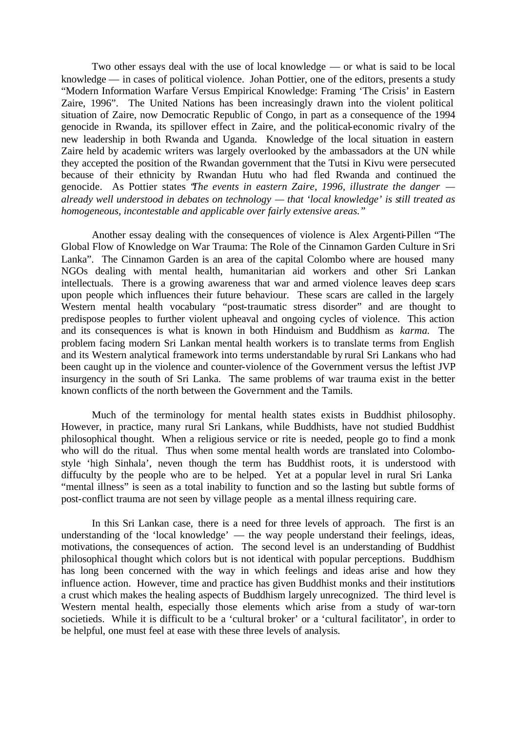Two other essays deal with the use of local knowledge — or what is said to be local knowledge — in cases of political violence. Johan Pottier, one of the editors, presents a study "Modern Information Warfare Versus Empirical Knowledge: Framing 'The Crisis' in Eastern Zaire, 1996". The United Nations has been increasingly drawn into the violent political situation of Zaire, now Democratic Republic of Congo, in part as a consequence of the 1994 genocide in Rwanda, its spillover effect in Zaire, and the political-economic rivalry of the new leadership in both Rwanda and Uganda. Knowledge of the local situation in eastern Zaire held by academic writers was largely overlooked by the ambassadors at the UN while they accepted the position of the Rwandan government that the Tutsi in Kivu were persecuted because of their ethnicity by Rwandan Hutu who had fled Rwanda and continued the genocide. As Pottier states *"The events in eastern Zaire, 1996, illustrate the danger — already well understood in debates on technology — that 'local knowledge' is still treated as homogeneous, incontestable and applicable over fairly extensive areas."*

Another essay dealing with the consequences of violence is Alex Argenti-Pillen "The Global Flow of Knowledge on War Trauma: The Role of the Cinnamon Garden Culture in Sri Lanka". The Cinnamon Garden is an area of the capital Colombo where are housed many NGOs dealing with mental health, humanitarian aid workers and other Sri Lankan intellectuals. There is a growing awareness that war and armed violence leaves deep scars upon people which influences their future behaviour. These scars are called in the largely Western mental health vocabulary "post-traumatic stress disorder" and are thought to predispose peoples to further violent upheaval and ongoing cycles of violence. This action and its consequences is what is known in both Hinduism and Buddhism as *karma*. The problem facing modern Sri Lankan mental health workers is to translate terms from English and its Western analytical framework into terms understandable by rural Sri Lankans who had been caught up in the violence and counter-violence of the Government versus the leftist JVP insurgency in the south of Sri Lanka. The same problems of war trauma exist in the better known conflicts of the north between the Government and the Tamils.

Much of the terminology for mental health states exists in Buddhist philosophy. However, in practice, many rural Sri Lankans, while Buddhists, have not studied Buddhist philosophical thought. When a religious service or rite is needed, people go to find a monk who will do the ritual. Thus when some mental health words are translated into Colombo-style 'high Sinhala', neven though the term has Buddhist roots, it is understood with diffuculty by the people who are to be helped. Yet at a popular level in rural Sri Lanka "mental illness" is seen as a total inability to function and so the lasting but subtle forms of post-conflict trauma are not seen by village people as a mental illness requiring care.

In this Sri Lankan case, there is a need for three levels of approach. The first is an understanding of the 'local knowledge' — the way people understand their feelings, ideas, motivations, the consequences of action. The second level is an understanding of Buddhist philosophical thought which colors but is not identical with popular perceptions. Buddhism has long been concerned with the way in which feelings and ideas arise and how they influence action. However, time and practice has given Buddhist monks and their institutions a crust which makes the healing aspects of Buddhism largely unrecognized. The third level is Western mental health, especially those elements which arise from a study of war-torn societieds. While it is difficult to be a 'cultural broker' or a 'cultural facilitator', in order to be helpful, one must feel at ease with these three levels of analysis.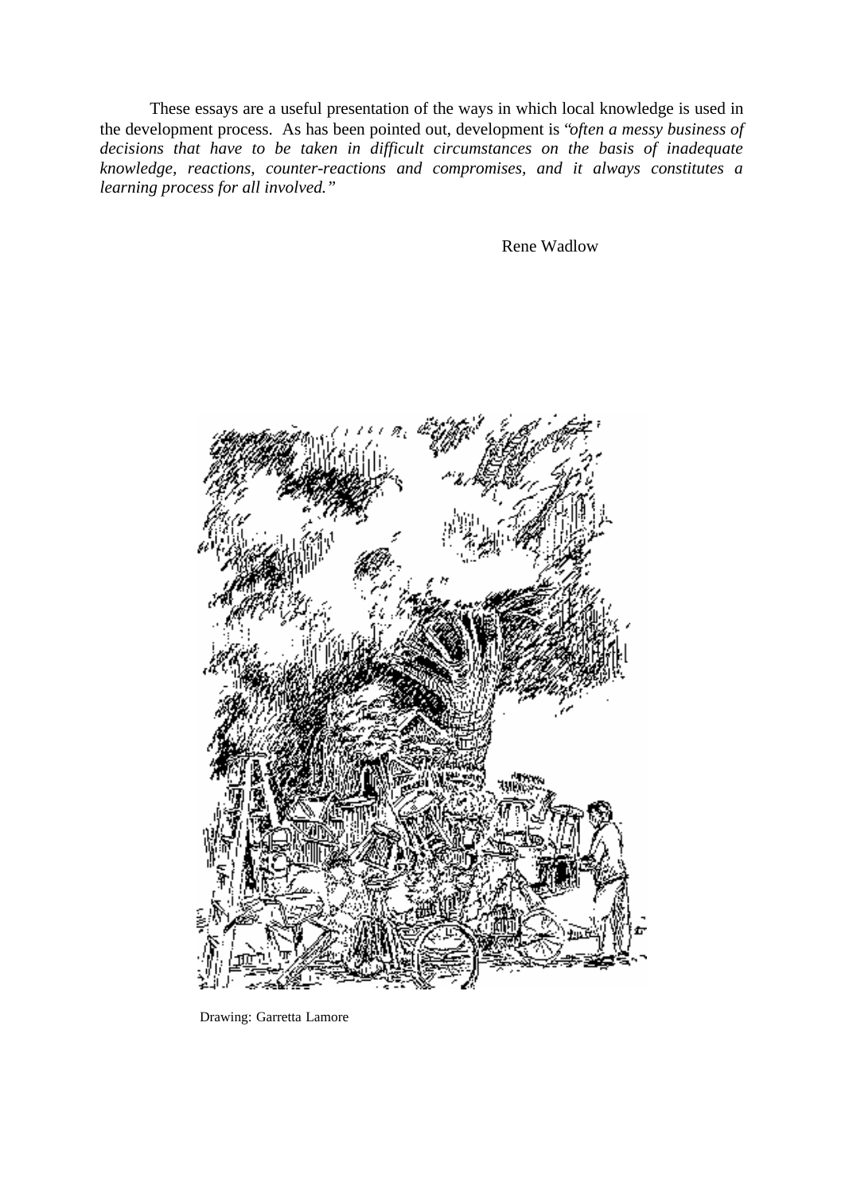These essays are a useful presentation of the ways in which local knowledge is used in the development process. As has been pointed out, development is *"often a messy business of decisions that have to be taken in difficult circumstances on the basis of inadequate knowledge, reactions, counter-reactions and compromises, and it always constitutes a learning process for all involved."*

Rene Wadlow

Drawing: Garretta Lamore